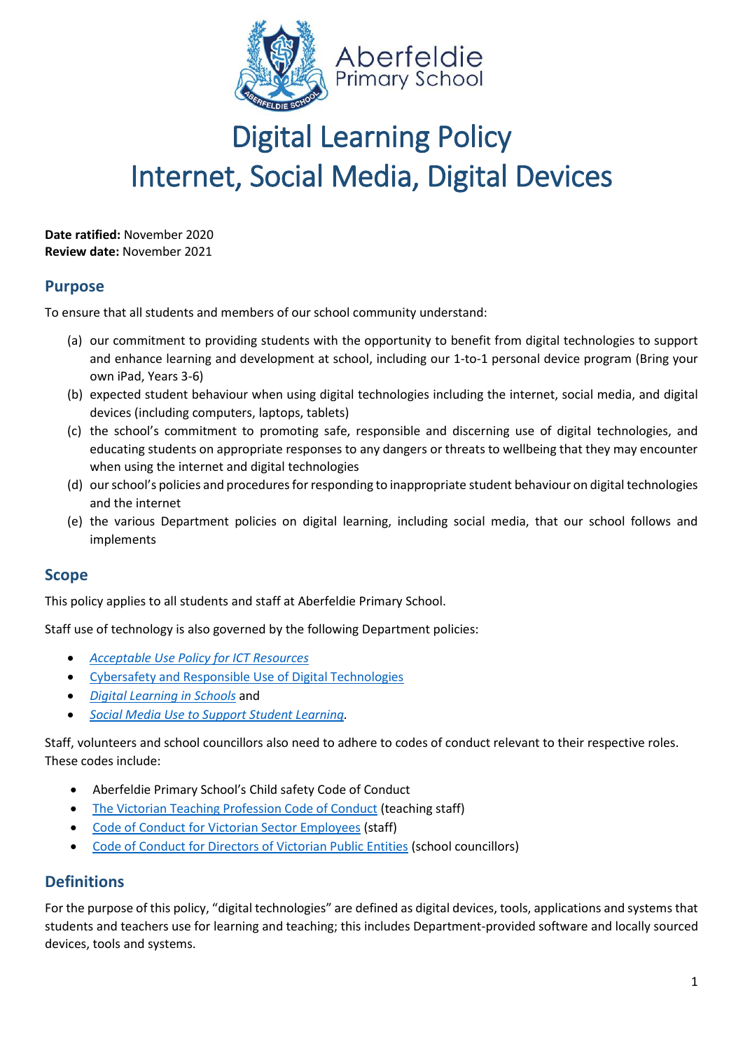# Digital Learning Policy
# Internet, Social Media, Digital Devices

**Date ratified:** November 2020
**Review date:** November 2021

## Purpose

To ensure that all students and members of our school community understand:

(a) our commitment to providing students with the opportunity to benefit from digital technologies to support and enhance learning and development at school, including our 1-to-1 personal device program (Bring your own iPad, Years 3-6)
(b) expected student behaviour when using digital technologies including the internet, social media, and digital devices (including computers, laptops, tablets)
(c) the school's commitment to promoting safe, responsible and discerning use of digital technologies, and educating students on appropriate responses to any dangers or threats to wellbeing that they may encounter when using the internet and digital technologies
(d) our school's policies and procedures for responding to inappropriate student behaviour on digital technologies and the internet
(e) the various Department policies on digital learning, including social media, that our school follows and implements

## Scope

This policy applies to all students and staff at Aberfeldie Primary School.

Staff use of technology is also governed by the following Department policies:

- *Acceptable Use Policy for ICT Resources*
- Cybersafety and Responsible Use of Digital Technologies
- *Digital Learning in Schools* and
- *Social Media Use to Support Student Learning*.

Staff, volunteers and school councillors also need to adhere to codes of conduct relevant to their respective roles. These codes include:

- Aberfeldie Primary School's Child safety Code of Conduct
- The Victorian Teaching Profession Code of Conduct (teaching staff)
- Code of Conduct for Victorian Sector Employees (staff)
- Code of Conduct for Directors of Victorian Public Entities (school councillors)

## Definitions

For the purpose of this policy, "digital technologies" are defined as digital devices, tools, applications and systems that students and teachers use for learning and teaching; this includes Department-provided software and locally sourced devices, tools and systems.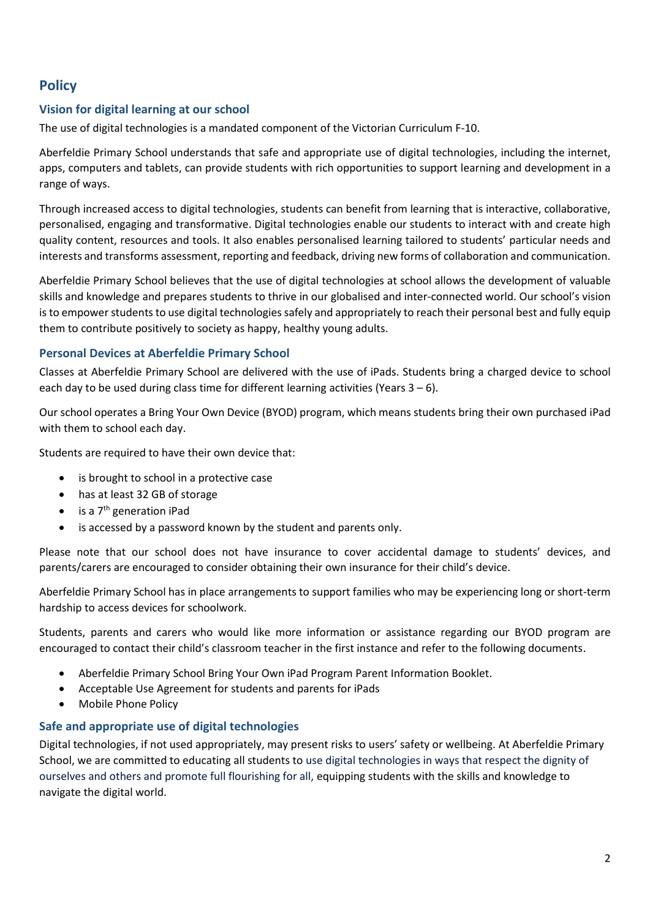## Policy

### Vision for digital learning at our school

The use of digital technologies is a mandated component of the Victorian Curriculum F-10.

Aberfeldie Primary School understands that safe and appropriate use of digital technologies, including the internet, apps, computers and tablets, can provide students with rich opportunities to support learning and development in a range of ways.

Through increased access to digital technologies, students can benefit from learning that is interactive, collaborative, personalised, engaging and transformative. Digital technologies enable our students to interact with and create high quality content, resources and tools. It also enables personalised learning tailored to students' particular needs and interests and transforms assessment, reporting and feedback, driving new forms of collaboration and communication.

Aberfeldie Primary School believes that the use of digital technologies at school allows the development of valuable skills and knowledge and prepares students to thrive in our globalised and inter-connected world. Our school's vision is to empower students to use digital technologies safely and appropriately to reach their personal best and fully equip them to contribute positively to society as happy, healthy young adults.

### Personal Devices at Aberfeldie Primary School

Classes at Aberfeldie Primary School are delivered with the use of iPads. Students bring a charged device to school each day to be used during class time for different learning activities (Years 3 – 6).

Our school operates a Bring Your Own Device (BYOD) program, which means students bring their own purchased iPad with them to school each day.

Students are required to have their own device that:

- is brought to school in a protective case
- has at least 32 GB of storage
- is a 7th generation iPad
- is accessed by a password known by the student and parents only.

Please note that our school does not have insurance to cover accidental damage to students' devices, and parents/carers are encouraged to consider obtaining their own insurance for their child's device.

Aberfeldie Primary School has in place arrangements to support families who may be experiencing long or short-term hardship to access devices for schoolwork.

Students, parents and carers who would like more information or assistance regarding our BYOD program are encouraged to contact their child's classroom teacher in the first instance and refer to the following documents.

- Aberfeldie Primary School Bring Your Own iPad Program Parent Information Booklet.
- Acceptable Use Agreement for students and parents for iPads
- Mobile Phone Policy

### Safe and appropriate use of digital technologies

Digital technologies, if not used appropriately, may present risks to users' safety or wellbeing. At Aberfeldie Primary School, we are committed to educating all students to use digital technologies in ways that respect the dignity of ourselves and others and promote full flourishing for all, equipping students with the skills and knowledge to navigate the digital world.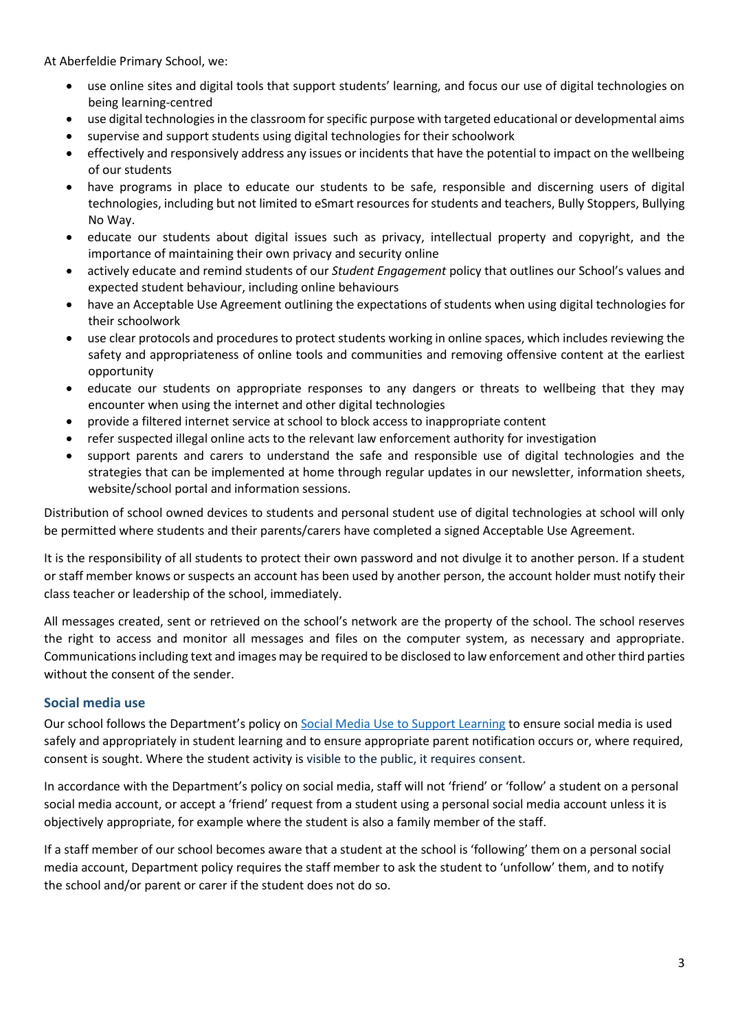At Aberfeldie Primary School, we:

- use online sites and digital tools that support students' learning, and focus our use of digital technologies on being learning-centred
- use digital technologies in the classroom for specific purpose with targeted educational or developmental aims
- supervise and support students using digital technologies for their schoolwork
- effectively and responsively address any issues or incidents that have the potential to impact on the wellbeing of our students
- have programs in place to educate our students to be safe, responsible and discerning users of digital technologies, including but not limited to eSmart resources for students and teachers, Bully Stoppers, Bullying No Way.
- educate our students about digital issues such as privacy, intellectual property and copyright, and the importance of maintaining their own privacy and security online
- actively educate and remind students of our *Student Engagement* policy that outlines our School's values and expected student behaviour, including online behaviours
- have an Acceptable Use Agreement outlining the expectations of students when using digital technologies for their schoolwork
- use clear protocols and procedures to protect students working in online spaces, which includes reviewing the safety and appropriateness of online tools and communities and removing offensive content at the earliest opportunity
- educate our students on appropriate responses to any dangers or threats to wellbeing that they may encounter when using the internet and other digital technologies
- provide a filtered internet service at school to block access to inappropriate content
- refer suspected illegal online acts to the relevant law enforcement authority for investigation
- support parents and carers to understand the safe and responsible use of digital technologies and the strategies that can be implemented at home through regular updates in our newsletter, information sheets, website/school portal and information sessions.

Distribution of school owned devices to students and personal student use of digital technologies at school will only be permitted where students and their parents/carers have completed a signed Acceptable Use Agreement.

It is the responsibility of all students to protect their own password and not divulge it to another person. If a student or staff member knows or suspects an account has been used by another person, the account holder must notify their class teacher or leadership of the school, immediately.

All messages created, sent or retrieved on the school's network are the property of the school. The school reserves the right to access and monitor all messages and files on the computer system, as necessary and appropriate. Communications including text and images may be required to be disclosed to law enforcement and other third parties without the consent of the sender.

### Social media use

Our school follows the Department's policy on [Social Media Use to Support Learning] to ensure social media is used safely and appropriately in student learning and to ensure appropriate parent notification occurs or, where required, consent is sought. Where the student activity is visible to the public, it requires consent.

In accordance with the Department's policy on social media, staff will not 'friend' or 'follow' a student on a personal social media account, or accept a 'friend' request from a student using a personal social media account unless it is objectively appropriate, for example where the student is also a family member of the staff.

If a staff member of our school becomes aware that a student at the school is 'following' them on a personal social media account, Department policy requires the staff member to ask the student to 'unfollow' them, and to notify the school and/or parent or carer if the student does not do so.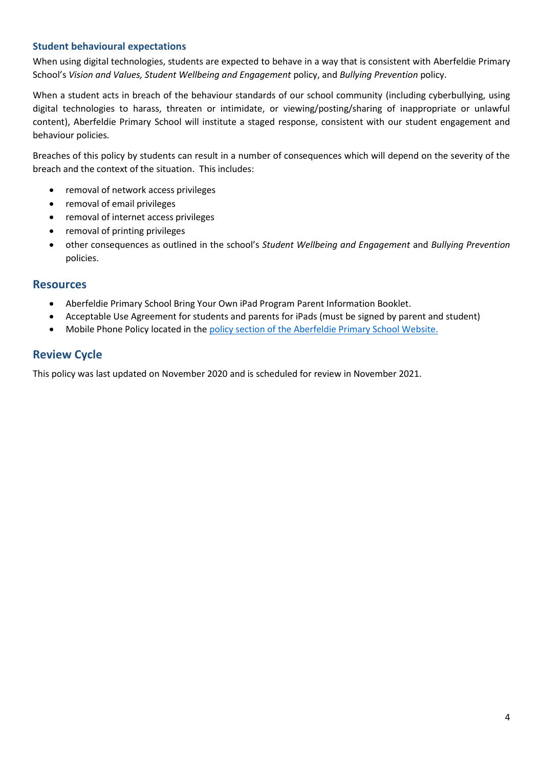### Student behavioural expectations

When using digital technologies, students are expected to behave in a way that is consistent with Aberfeldie Primary School's *Vision and Values, Student Wellbeing and Engagement* policy, and *Bullying Prevention* policy.

When a student acts in breach of the behaviour standards of our school community (including cyberbullying, using digital technologies to harass, threaten or intimidate, or viewing/posting/sharing of inappropriate or unlawful content), Aberfeldie Primary School will institute a staged response, consistent with our student engagement and behaviour policies.

Breaches of this policy by students can result in a number of consequences which will depend on the severity of the breach and the context of the situation. This includes:

- removal of network access privileges
- removal of email privileges
- removal of internet access privileges
- removal of printing privileges
- other consequences as outlined in the school's *Student Wellbeing and Engagement* and *Bullying Prevention* policies.

## Resources

- Aberfeldie Primary School Bring Your Own iPad Program Parent Information Booklet.
- Acceptable Use Agreement for students and parents for iPads (must be signed by parent and student)
- Mobile Phone Policy located in the [policy section of the Aberfeldie Primary School Website.]()

## Review Cycle

This policy was last updated on November 2020 and is scheduled for review in November 2021.